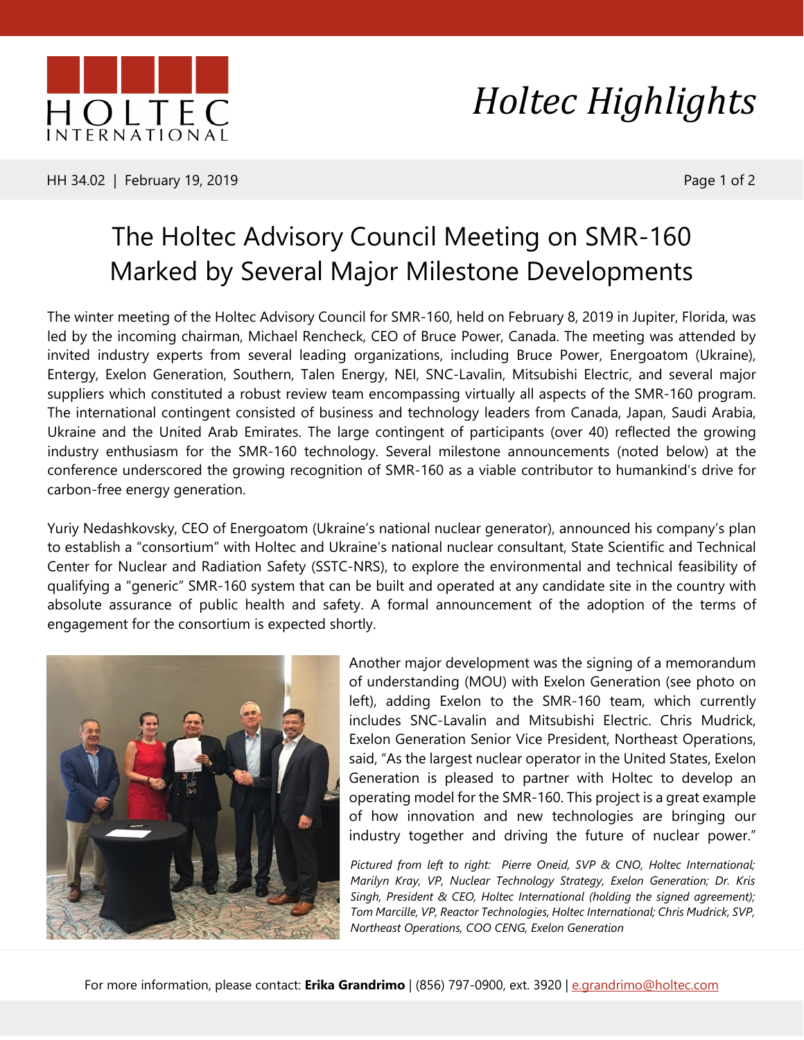# The Holtec Advisory Council Meeting on SMR-160 Marked by Several Major Milestone Developments

The winter meeting of the Holtec Advisory Council for SMR-160, held on February 8, 2019 in Jupiter, Florida, was led by the incoming chairman, Michael Rencheck, CEO of Bruce Power, Canada. The meeting was attended by invited industry experts from several leading organizations, including Bruce Power, Energoatom (Ukraine), Entergy, Exelon Generation, Southern, Talen Energy, NEI, SNC-Lavalin, Mitsubishi Electric, and several major suppliers which constituted a robust review team encompassing virtually all aspects of the SMR-160 program. The international contingent consisted of business and technology leaders from Canada, Japan, Saudi Arabia, Ukraine and the United Arab Emirates. The large contingent of participants (over 40) reflected the growing industry enthusiasm for the SMR-160 technology. Several milestone announcements (noted below) at the conference underscored the growing recognition of SMR-160 as a viable contributor to humankind's drive for carbon-free energy generation.

Yuriy Nedashkovsky, CEO of Energoatom (Ukraine's national nuclear generator), announced his company's plan to establish a "consortium" with Holtec and Ukraine's national nuclear consultant, State Scientific and Technical Center for Nuclear and Radiation Safety (SSTC-NRS), to explore the environmental and technical feasibility of qualifying a "generic" SMR-160 system that can be built and operated at any candidate site in the country with absolute assurance of public health and safety. A formal announcement of the adoption of the terms of engagement for the consortium is expected shortly.

Another major development was the signing of a memorandum of understanding (MOU) with Exelon Generation (see photo on left), adding Exelon to the SMR-160 team, which currently includes SNC-Lavalin and Mitsubishi Electric. Chris Mudrick, Exelon Generation Senior Vice President, Northeast Operations, said, "As the largest nuclear operator in the United States, Exelon Generation is pleased to partner with Holtec to develop an operating model for the SMR-160. This project is a great example of how innovation and new technologies are bringing our industry together and driving the future of nuclear power."

*Pictured from left to right: Pierre Oneid, SVP & CNO, Holtec International; Marilyn Kray, VP, Nuclear Technology Strategy, Exelon Generation; Dr. Kris Singh, President & CEO, Holtec International (holding the signed agreement); Tom Marcille, VP, Reactor Technologies, Holtec International; Chris Mudrick, SVP, Northeast Operations, COO CENG, Exelon Generation*

For more information, please contact: **Erika Grandrimo** | (856) 797-0900, ext. 3920 | e.grandrimo@holtec.com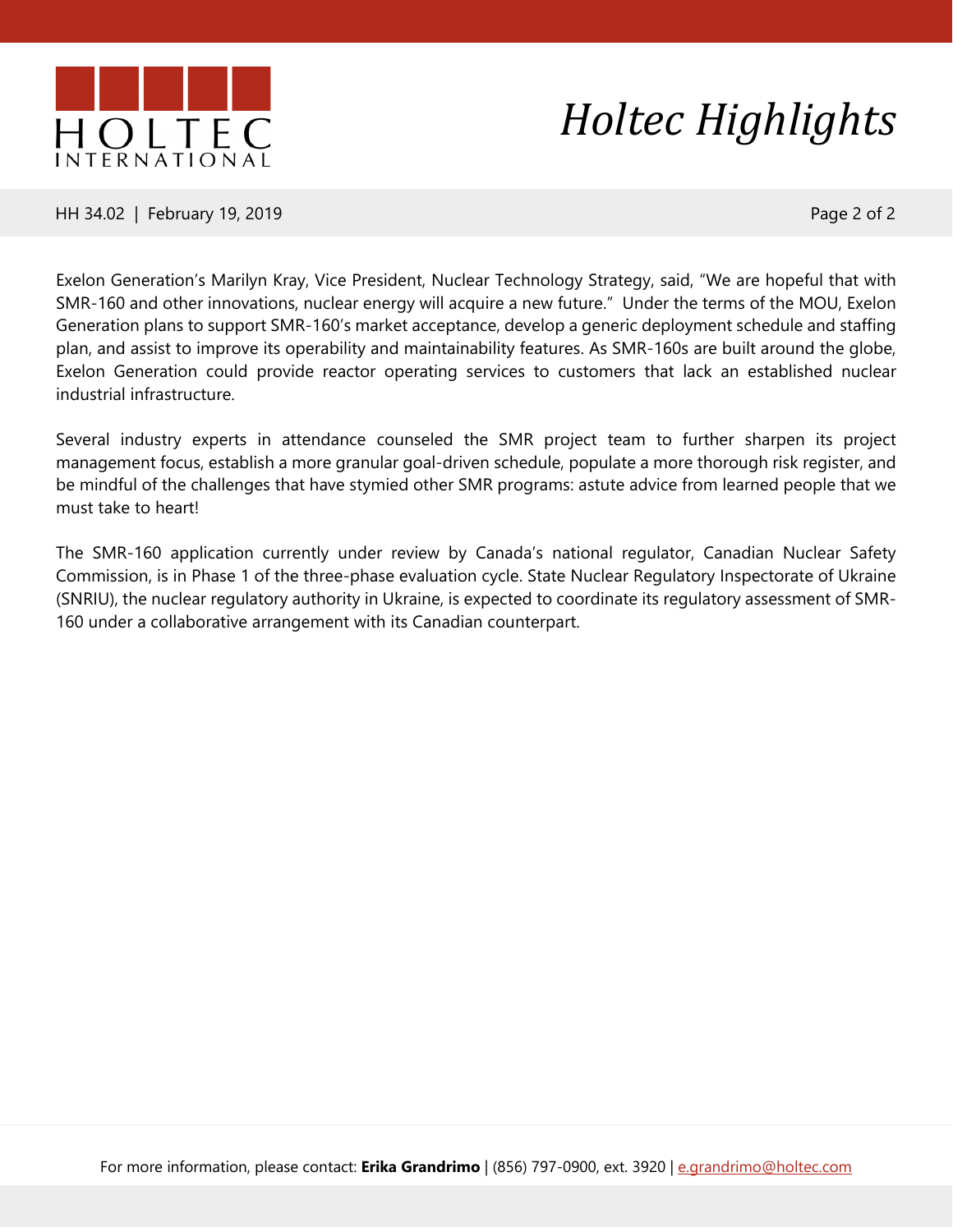Exelon Generation's Marilyn Kray, Vice President, Nuclear Technology Strategy, said, "We are hopeful that with SMR-160 and other innovations, nuclear energy will acquire a new future." Under the terms of the MOU, Exelon Generation plans to support SMR-160's market acceptance, develop a generic deployment schedule and staffing plan, and assist to improve its operability and maintainability features. As SMR-160s are built around the globe, Exelon Generation could provide reactor operating services to customers that lack an established nuclear industrial infrastructure.

Several industry experts in attendance counseled the SMR project team to further sharpen its project management focus, establish a more granular goal-driven schedule, populate a more thorough risk register, and be mindful of the challenges that have stymied other SMR programs: astute advice from learned people that we must take to heart!

The SMR-160 application currently under review by Canada's national regulator, Canadian Nuclear Safety Commission, is in Phase 1 of the three-phase evaluation cycle. State Nuclear Regulatory Inspectorate of Ukraine (SNRIU), the nuclear regulatory authority in Ukraine, is expected to coordinate its regulatory assessment of SMR-160 under a collaborative arrangement with its Canadian counterpart.

For more information, please contact: **Erika Grandrimo** | (856) 797-0900, ext. 3920 | e.grandrimo@holtec.com